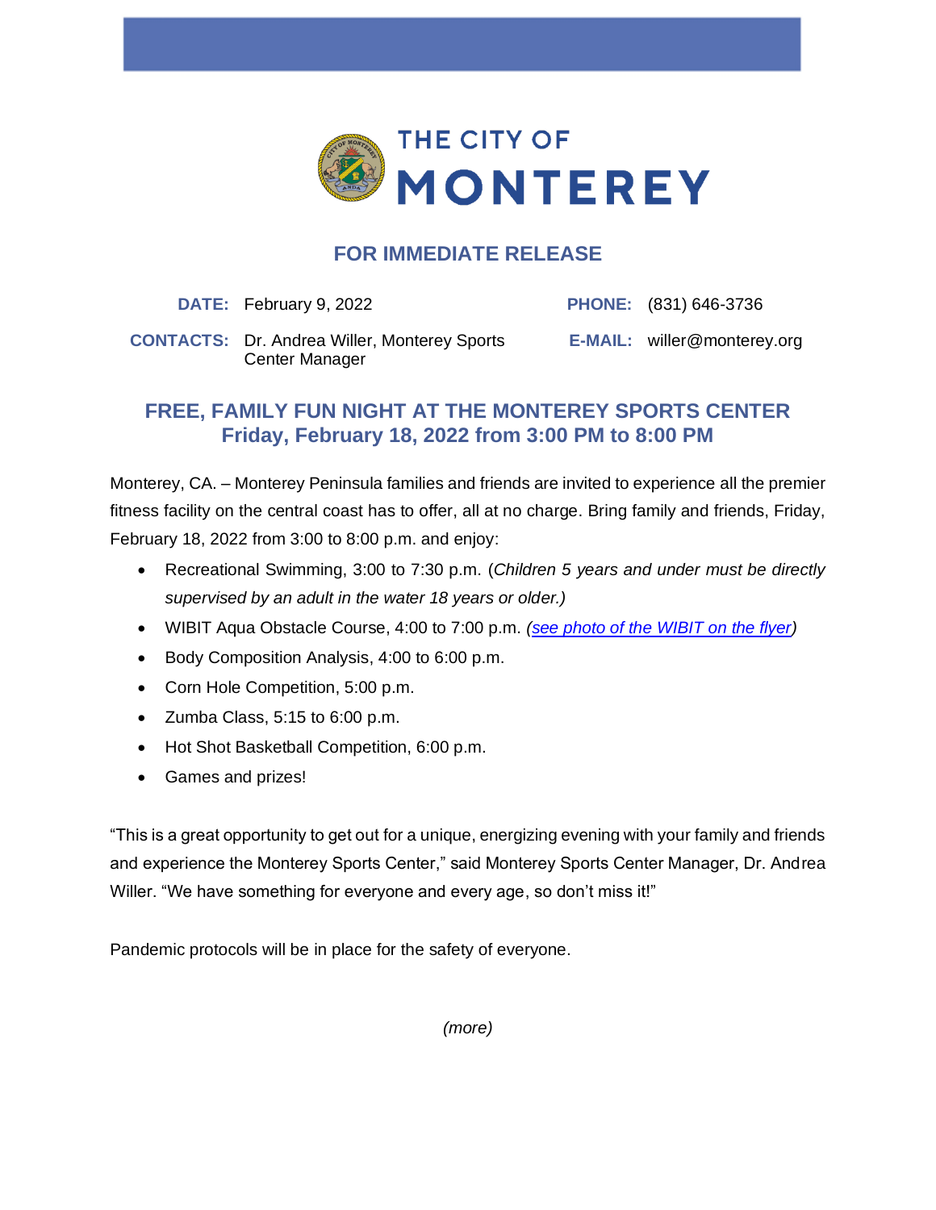THE CITY OF

# MONTEREY

## FOR IMMEDIATE RELEASE

**DATE:** February 9, 2022

**PHONE:** (831) 646-3736

**CONTACTS:** Dr. Andrea Willer, Monterey Sports Center Manager

**E-MAIL:** willer@monterey.org

## FREE, FAMILY FUN NIGHT AT THE MONTEREY SPORTS CENTER
## Friday, February 18, 2022 from 3:00 PM to 8:00 PM

Monterey, CA. – Monterey Peninsula families and friends are invited to experience all the premier fitness facility on the central coast has to offer, all at no charge. Bring family and friends, Friday, February 18, 2022 from 3:00 to 8:00 p.m. and enjoy:

- Recreational Swimming, 3:00 to 7:30 p.m. (*Children 5 years and under must be directly supervised by an adult in the water 18 years or older.)*
- WIBIT Aqua Obstacle Course, 4:00 to 7:00 p.m. *(see photo of the WIBIT on the flyer)*
- Body Composition Analysis, 4:00 to 6:00 p.m.
- Corn Hole Competition, 5:00 p.m.
- Zumba Class, 5:15 to 6:00 p.m.
- Hot Shot Basketball Competition, 6:00 p.m.
- Games and prizes!

"This is a great opportunity to get out for a unique, energizing evening with your family and friends and experience the Monterey Sports Center," said Monterey Sports Center Manager, Dr. Andrea Willer. "We have something for everyone and every age, so don't miss it!"

Pandemic protocols will be in place for the safety of everyone.

*(more)*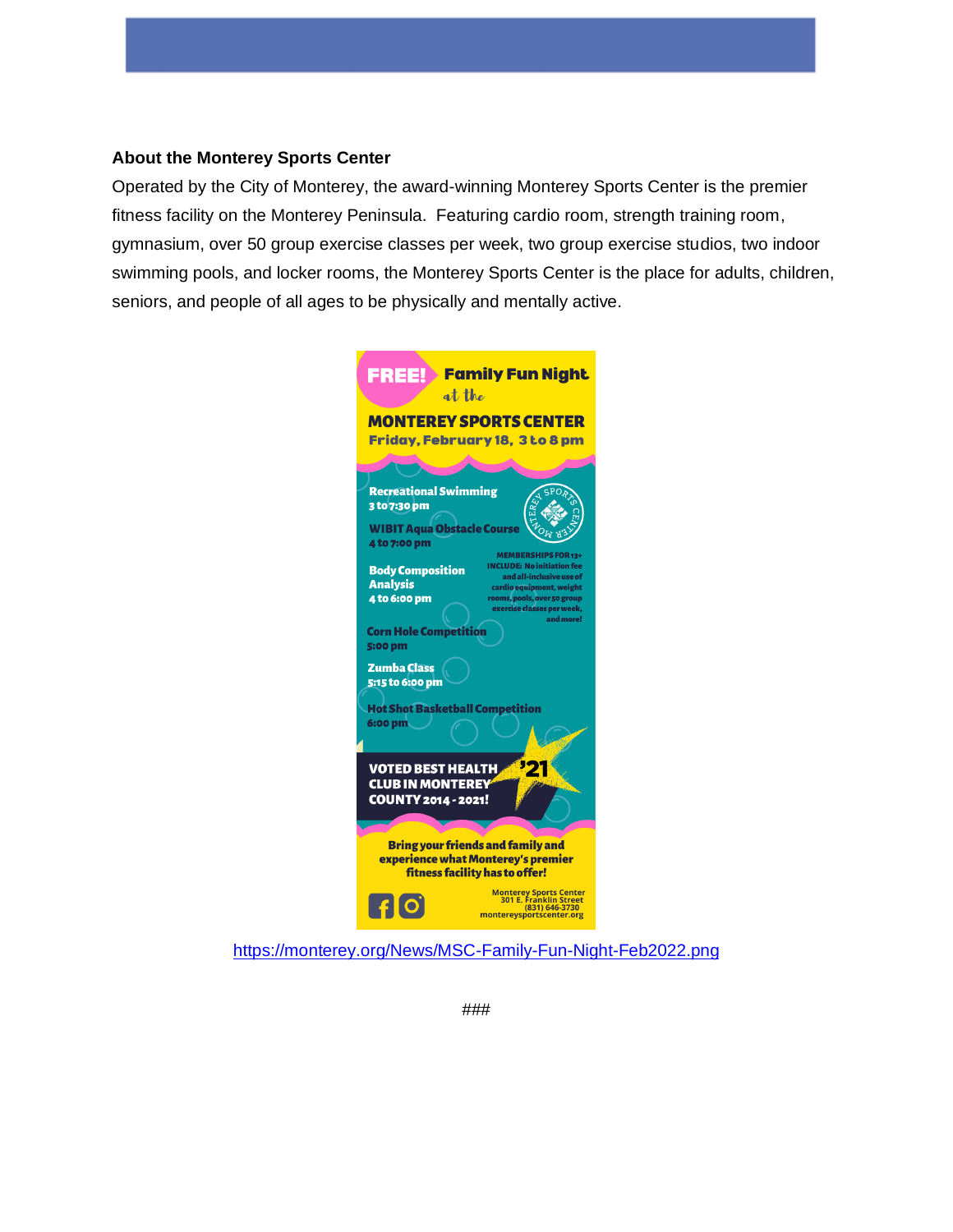**About the Monterey Sports Center**

Operated by the City of Monterey, the award-winning Monterey Sports Center is the premier fitness facility on the Monterey Peninsula. Featuring cardio room, strength training room, gymnasium, over 50 group exercise classes per week, two group exercise studios, two indoor swimming pools, and locker rooms, the Monterey Sports Center is the place for adults, children, seniors, and people of all ages to be physically and mentally active.

FREE! Family Fun Night at the MONTEREY SPORTS CENTER

Friday, February 18, 3 to 8 pm

Recreational Swimming
3 to 7:30 pm

WIBIT Aqua Obstacle Course
4 to 7:00 pm

Body Composition Analysis
4 to 6:00 pm

Corn Hole Competition
5:00 pm

Zumba Class
5:15 to 6:00 pm

Hot Shot Basketball Competition
6:00 pm

MEMBERSHIPS FOR 13+ INCLUDE: No initiation fee and all-inclusive use of cardio equipment, weight rooms, pools, over 50 group exercise classes per week, and more!

VOTED BEST HEALTH CLUB IN MONTEREY COUNTY 2014 - 2021! '21

Bring your friends and family and experience what Monterey's premier fitness facility has to offer!

Monterey Sports Center
301 E. Franklin Street
(831) 646-3730
montereysportscenter.org

https://monterey.org/News/MSC-Family-Fun-Night-Feb2022.png

###